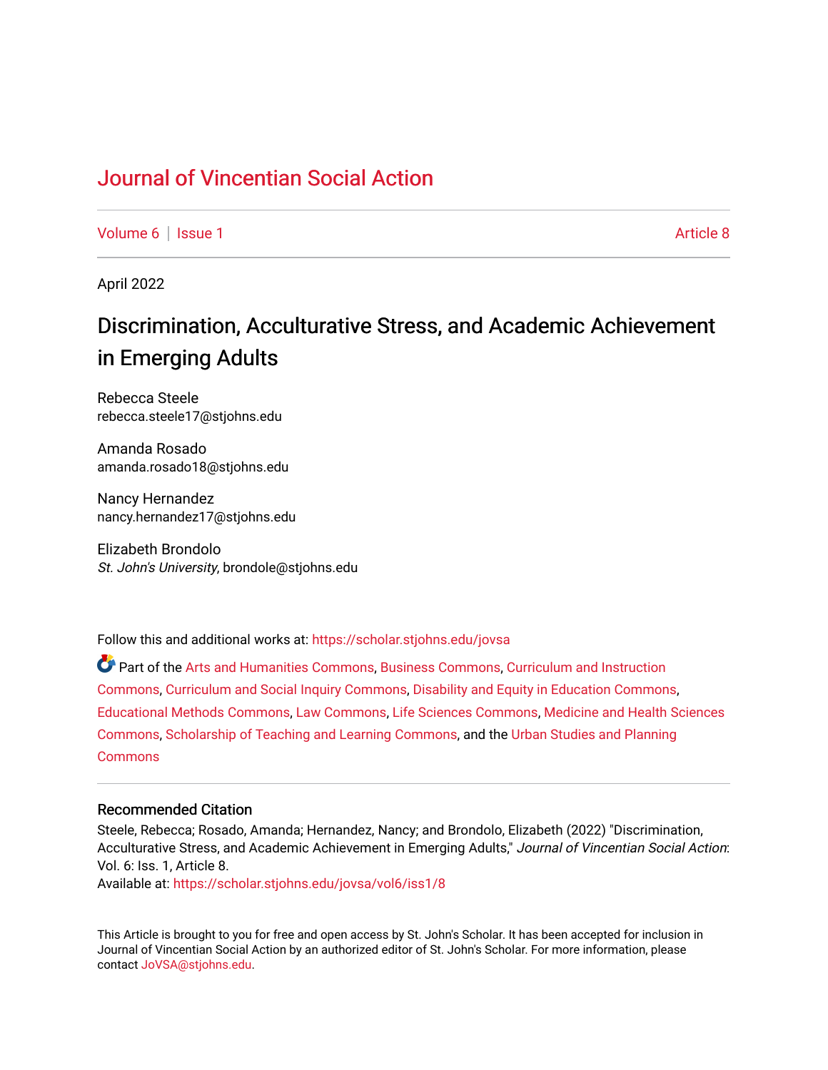# Journal of Vincentian Social Action

Volume 6 | Issue 1 Article 8

April 2022

## Discrimination, Acculturative Stress, and Academic Achievement in Emerging Adults

Rebecca Steele
rebecca.steele17@stjohns.edu

Amanda Rosado
amanda.rosado18@stjohns.edu

Nancy Hernandez
nancy.hernandez17@stjohns.edu

Elizabeth Brondolo
*St. John's University*, brondole@stjohns.edu

Follow this and additional works at: https://scholar.stjohns.edu/jovsa

Part of the Arts and Humanities Commons, Business Commons, Curriculum and Instruction Commons, Curriculum and Social Inquiry Commons, Disability and Equity in Education Commons, Educational Methods Commons, Law Commons, Life Sciences Commons, Medicine and Health Sciences Commons, Scholarship of Teaching and Learning Commons, and the Urban Studies and Planning Commons

### Recommended Citation

Steele, Rebecca; Rosado, Amanda; Hernandez, Nancy; and Brondolo, Elizabeth (2022) "Discrimination, Acculturative Stress, and Academic Achievement in Emerging Adults," *Journal of Vincentian Social Action*: Vol. 6: Iss. 1, Article 8.
Available at: https://scholar.stjohns.edu/jovsa/vol6/iss1/8

This Article is brought to you for free and open access by St. John's Scholar. It has been accepted for inclusion in Journal of Vincentian Social Action by an authorized editor of St. John's Scholar. For more information, please contact JoVSA@stjohns.edu.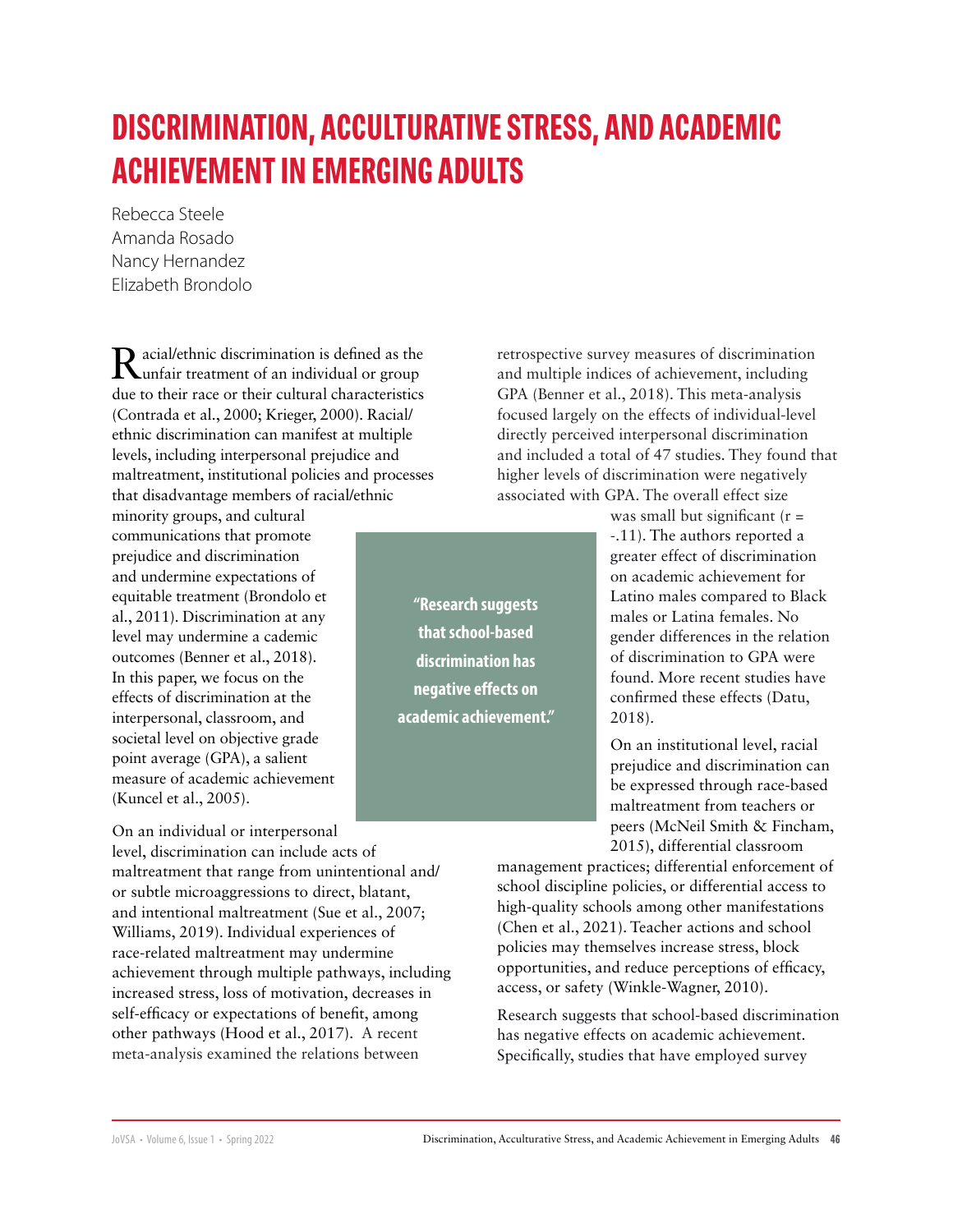# DISCRIMINATION, ACCULTURATIVE STRESS, AND ACADEMIC ACHIEVEMENT IN EMERGING ADULTS

Rebecca Steele
Amanda Rosado
Nancy Hernandez
Elizabeth Brondolo

Racial/ethnic discrimination is defined as the unfair treatment of an individual or group due to their race or their cultural characteristics (Contrada et al., 2000; Krieger, 2000). Racial/ethnic discrimination can manifest at multiple levels, including interpersonal prejudice and maltreatment, institutional policies and processes that disadvantage members of racial/ethnic minority groups, and cultural communications that promote prejudice and discrimination and undermine expectations of equitable treatment (Brondolo et al., 2011). Discrimination at any level may undermine a cademic outcomes (Benner et al., 2018). In this paper, we focus on the effects of discrimination at the interpersonal, classroom, and societal level on objective grade point average (GPA), a salient measure of academic achievement (Kuncel et al., 2005).

On an individual or interpersonal level, discrimination can include acts of maltreatment that range from unintentional and/or subtle microaggressions to direct, blatant, and intentional maltreatment (Sue et al., 2007; Williams, 2019). Individual experiences of race-related maltreatment may undermine achievement through multiple pathways, including increased stress, loss of motivation, decreases in self-efficacy or expectations of benefit, among other pathways (Hood et al., 2017). A recent meta-analysis examined the relations between retrospective survey measures of discrimination and multiple indices of achievement, including GPA (Benner et al., 2018). This meta-analysis focused largely on the effects of individual-level directly perceived interpersonal discrimination and included a total of 47 studies. They found that higher levels of discrimination were negatively associated with GPA. The overall effect size was small but significant (r = -.11). The authors reported a greater effect of discrimination on academic achievement for Latino males compared to Black males or Latina females. No gender differences in the relation of discrimination to GPA were found. More recent studies have confirmed these effects (Datu, 2018).

> **"Research suggests that school-based discrimination has negative effects on academic achievement."**

On an institutional level, racial prejudice and discrimination can be expressed through race-based maltreatment from teachers or peers (McNeil Smith & Fincham, 2015), differential classroom management practices; differential enforcement of school discipline policies, or differential access to high-quality schools among other manifestations (Chen et al., 2021). Teacher actions and school policies may themselves increase stress, block opportunities, and reduce perceptions of efficacy, access, or safety (Winkle-Wagner, 2010).

Research suggests that school-based discrimination has negative effects on academic achievement. Specifically, studies that have employed survey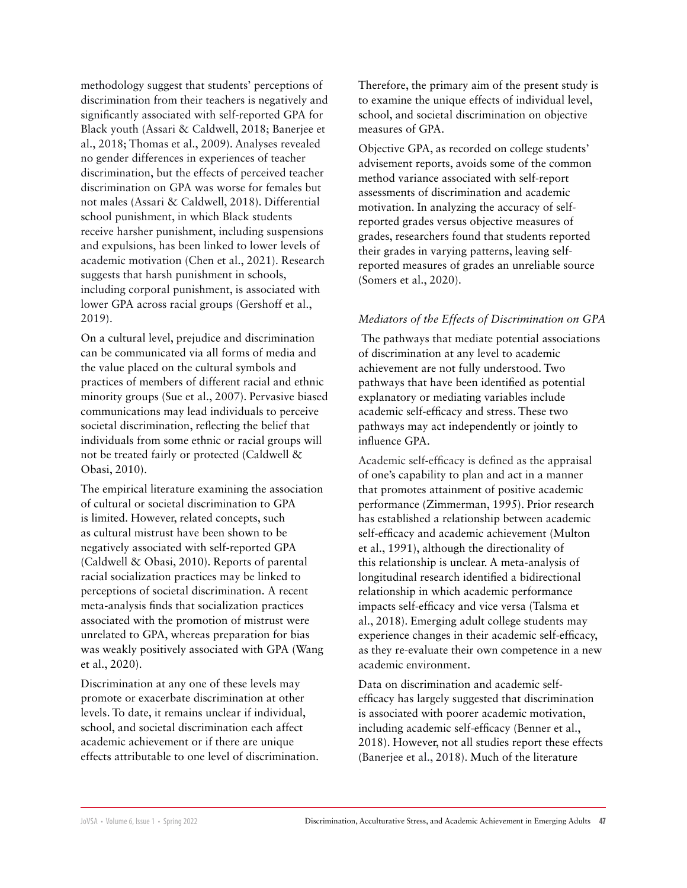methodology suggest that students' perceptions of discrimination from their teachers is negatively and significantly associated with self-reported GPA for Black youth (Assari & Caldwell, 2018; Banerjee et al., 2018; Thomas et al., 2009). Analyses revealed no gender differences in experiences of teacher discrimination, but the effects of perceived teacher discrimination on GPA was worse for females but not males (Assari & Caldwell, 2018). Differential school punishment, in which Black students receive harsher punishment, including suspensions and expulsions, has been linked to lower levels of academic motivation (Chen et al., 2021). Research suggests that harsh punishment in schools, including corporal punishment, is associated with lower GPA across racial groups (Gershoff et al., 2019).

On a cultural level, prejudice and discrimination can be communicated via all forms of media and the value placed on the cultural symbols and practices of members of different racial and ethnic minority groups (Sue et al., 2007). Pervasive biased communications may lead individuals to perceive societal discrimination, reflecting the belief that individuals from some ethnic or racial groups will not be treated fairly or protected (Caldwell & Obasi, 2010).

The empirical literature examining the association of cultural or societal discrimination to GPA is limited. However, related concepts, such as cultural mistrust have been shown to be negatively associated with self-reported GPA (Caldwell & Obasi, 2010). Reports of parental racial socialization practices may be linked to perceptions of societal discrimination. A recent meta-analysis finds that socialization practices associated with the promotion of mistrust were unrelated to GPA, whereas preparation for bias was weakly positively associated with GPA (Wang et al., 2020).

Discrimination at any one of these levels may promote or exacerbate discrimination at other levels. To date, it remains unclear if individual, school, and societal discrimination each affect academic achievement or if there are unique effects attributable to one level of discrimination. Therefore, the primary aim of the present study is to examine the unique effects of individual level, school, and societal discrimination on objective measures of GPA.

Objective GPA, as recorded on college students' advisement reports, avoids some of the common method variance associated with self-report assessments of discrimination and academic motivation. In analyzing the accuracy of self-reported grades versus objective measures of grades, researchers found that students reported their grades in varying patterns, leaving self-reported measures of grades an unreliable source (Somers et al., 2020).

### *Mediators of the Effects of Discrimination on GPA*

The pathways that mediate potential associations of discrimination at any level to academic achievement are not fully understood. Two pathways that have been identified as potential explanatory or mediating variables include academic self-efficacy and stress. These two pathways may act independently or jointly to influence GPA.

Academic self-efficacy is defined as the appraisal of one's capability to plan and act in a manner that promotes attainment of positive academic performance (Zimmerman, 1995). Prior research has established a relationship between academic self-efficacy and academic achievement (Multon et al., 1991), although the directionality of this relationship is unclear. A meta-analysis of longitudinal research identified a bidirectional relationship in which academic performance impacts self-efficacy and vice versa (Talsma et al., 2018). Emerging adult college students may experience changes in their academic self-efficacy, as they re-evaluate their own competence in a new academic environment.

Data on discrimination and academic self-efficacy has largely suggested that discrimination is associated with poorer academic motivation, including academic self-efficacy (Benner et al., 2018). However, not all studies report these effects (Banerjee et al., 2018). Much of the literature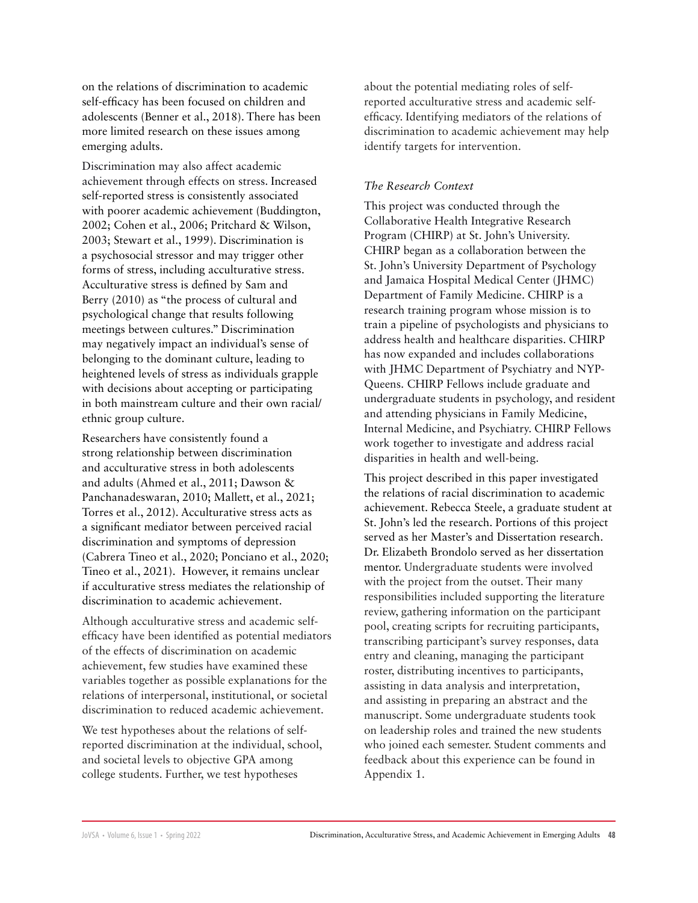on the relations of discrimination to academic self-efficacy has been focused on children and adolescents (Benner et al., 2018). There has been more limited research on these issues among emerging adults.

Discrimination may also affect academic achievement through effects on stress. Increased self-reported stress is consistently associated with poorer academic achievement (Buddington, 2002; Cohen et al., 2006; Pritchard & Wilson, 2003; Stewart et al., 1999). Discrimination is a psychosocial stressor and may trigger other forms of stress, including acculturative stress. Acculturative stress is defined by Sam and Berry (2010) as "the process of cultural and psychological change that results following meetings between cultures." Discrimination may negatively impact an individual's sense of belonging to the dominant culture, leading to heightened levels of stress as individuals grapple with decisions about accepting or participating in both mainstream culture and their own racial/ethnic group culture.

Researchers have consistently found a strong relationship between discrimination and acculturative stress in both adolescents and adults (Ahmed et al., 2011; Dawson & Panchanadeswaran, 2010; Mallett, et al., 2021; Torres et al., 2012). Acculturative stress acts as a significant mediator between perceived racial discrimination and symptoms of depression (Cabrera Tineo et al., 2020; Ponciano et al., 2020; Tineo et al., 2021). However, it remains unclear if acculturative stress mediates the relationship of discrimination to academic achievement.

Although acculturative stress and academic self-efficacy have been identified as potential mediators of the effects of discrimination on academic achievement, few studies have examined these variables together as possible explanations for the relations of interpersonal, institutional, or societal discrimination to reduced academic achievement.

We test hypotheses about the relations of self-reported discrimination at the individual, school, and societal levels to objective GPA among college students. Further, we test hypotheses about the potential mediating roles of self-reported acculturative stress and academic self-efficacy. Identifying mediators of the relations of discrimination to academic achievement may help identify targets for intervention.

### *The Research Context*

This project was conducted through the Collaborative Health Integrative Research Program (CHIRP) at St. John's University. CHIRP began as a collaboration between the St. John's University Department of Psychology and Jamaica Hospital Medical Center (JHMC) Department of Family Medicine. CHIRP is a research training program whose mission is to train a pipeline of psychologists and physicians to address health and healthcare disparities. CHIRP has now expanded and includes collaborations with JHMC Department of Psychiatry and NYP-Queens. CHIRP Fellows include graduate and undergraduate students in psychology, and resident and attending physicians in Family Medicine, Internal Medicine, and Psychiatry. CHIRP Fellows work together to investigate and address racial disparities in health and well-being.

This project described in this paper investigated the relations of racial discrimination to academic achievement. Rebecca Steele, a graduate student at St. John's led the research. Portions of this project served as her Master's and Dissertation research. Dr. Elizabeth Brondolo served as her dissertation mentor. Undergraduate students were involved with the project from the outset. Their many responsibilities included supporting the literature review, gathering information on the participant pool, creating scripts for recruiting participants, transcribing participant's survey responses, data entry and cleaning, managing the participant roster, distributing incentives to participants, assisting in data analysis and interpretation, and assisting in preparing an abstract and the manuscript. Some undergraduate students took on leadership roles and trained the new students who joined each semester. Student comments and feedback about this experience can be found in Appendix 1.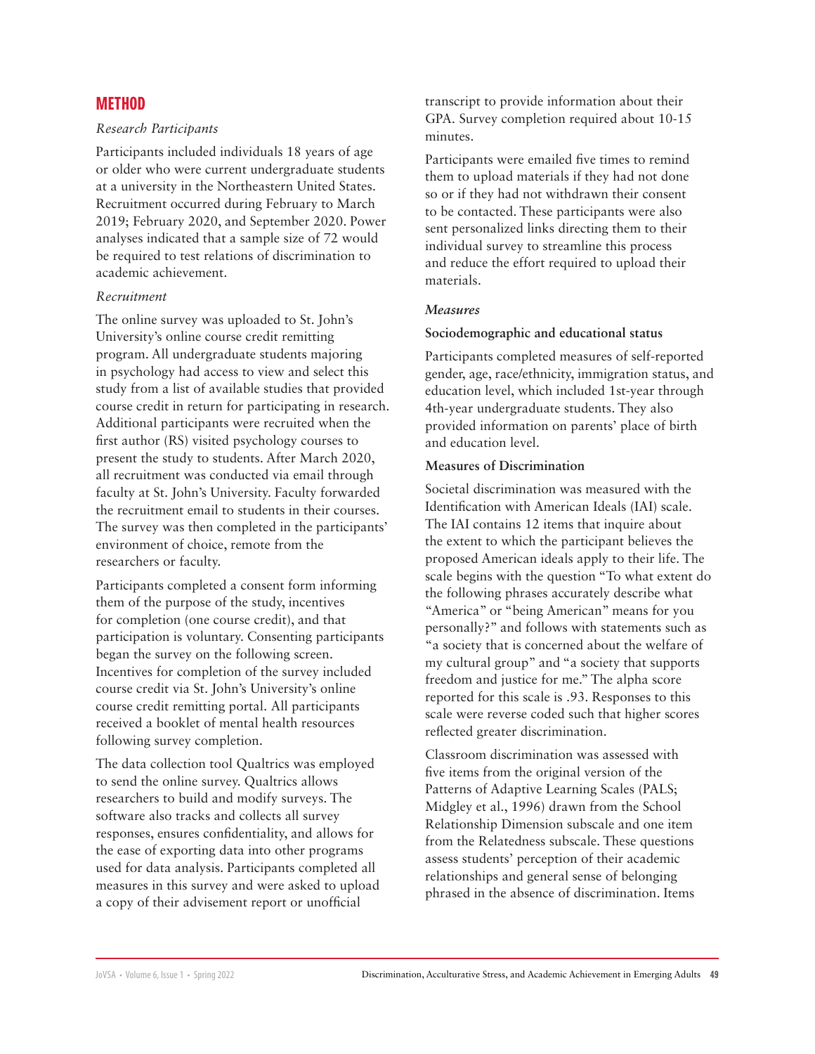## METHOD

*Research Participants*

Participants included individuals 18 years of age or older who were current undergraduate students at a university in the Northeastern United States. Recruitment occurred during February to March 2019; February 2020, and September 2020. Power analyses indicated that a sample size of 72 would be required to test relations of discrimination to academic achievement.

*Recruitment*

The online survey was uploaded to St. John's University's online course credit remitting program. All undergraduate students majoring in psychology had access to view and select this study from a list of available studies that provided course credit in return for participating in research. Additional participants were recruited when the first author (RS) visited psychology courses to present the study to students. After March 2020, all recruitment was conducted via email through faculty at St. John's University. Faculty forwarded the recruitment email to students in their courses. The survey was then completed in the participants' environment of choice, remote from the researchers or faculty.

Participants completed a consent form informing them of the purpose of the study, incentives for completion (one course credit), and that participation is voluntary. Consenting participants began the survey on the following screen. Incentives for completion of the survey included course credit via St. John's University's online course credit remitting portal. All participants received a booklet of mental health resources following survey completion.

The data collection tool Qualtrics was employed to send the online survey. Qualtrics allows researchers to build and modify surveys. The software also tracks and collects all survey responses, ensures confidentiality, and allows for the ease of exporting data into other programs used for data analysis. Participants completed all measures in this survey and were asked to upload a copy of their advisement report or unofficial transcript to provide information about their GPA. Survey completion required about 10-15 minutes.

Participants were emailed five times to remind them to upload materials if they had not done so or if they had not withdrawn their consent to be contacted. These participants were also sent personalized links directing them to their individual survey to streamline this process and reduce the effort required to upload their materials.

***Measures***

**Sociodemographic and educational status**

Participants completed measures of self-reported gender, age, race/ethnicity, immigration status, and education level, which included 1st-year through 4th-year undergraduate students. They also provided information on parents' place of birth and education level.

**Measures of Discrimination**

Societal discrimination was measured with the Identification with American Ideals (IAI) scale. The IAI contains 12 items that inquire about the extent to which the participant believes the proposed American ideals apply to their life. The scale begins with the question "To what extent do the following phrases accurately describe what "America" or "being American" means for you personally?" and follows with statements such as "a society that is concerned about the welfare of my cultural group" and "a society that supports freedom and justice for me." The alpha score reported for this scale is .93. Responses to this scale were reverse coded such that higher scores reflected greater discrimination.

Classroom discrimination was assessed with five items from the original version of the Patterns of Adaptive Learning Scales (PALS; Midgley et al., 1996) drawn from the School Relationship Dimension subscale and one item from the Relatedness subscale. These questions assess students' perception of their academic relationships and general sense of belonging phrased in the absence of discrimination. Items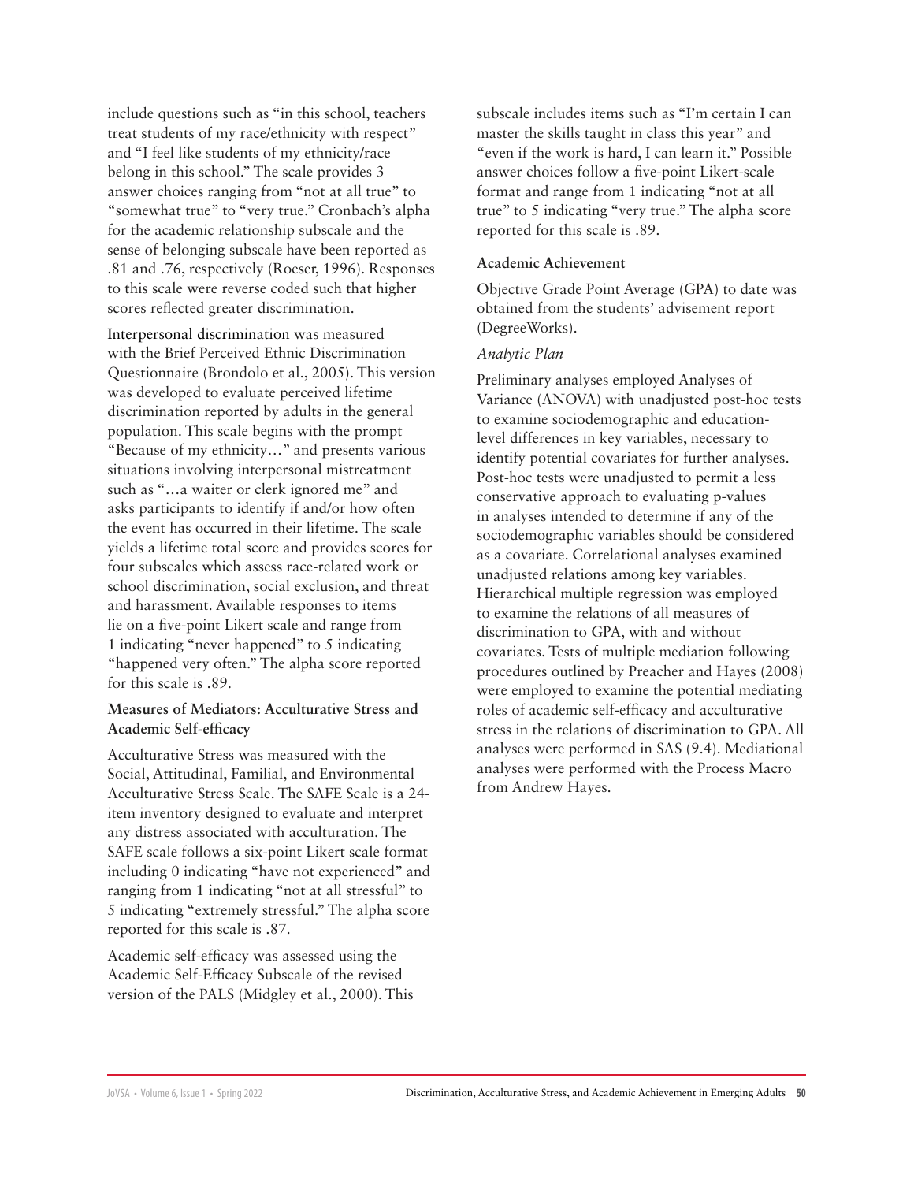include questions such as "in this school, teachers treat students of my race/ethnicity with respect" and "I feel like students of my ethnicity/race belong in this school." The scale provides 3 answer choices ranging from "not at all true" to "somewhat true" to "very true." Cronbach's alpha for the academic relationship subscale and the sense of belonging subscale have been reported as .81 and .76, respectively (Roeser, 1996). Responses to this scale were reverse coded such that higher scores reflected greater discrimination.

Interpersonal discrimination was measured with the Brief Perceived Ethnic Discrimination Questionnaire (Brondolo et al., 2005). This version was developed to evaluate perceived lifetime discrimination reported by adults in the general population. This scale begins with the prompt "Because of my ethnicity…" and presents various situations involving interpersonal mistreatment such as "…a waiter or clerk ignored me" and asks participants to identify if and/or how often the event has occurred in their lifetime. The scale yields a lifetime total score and provides scores for four subscales which assess race-related work or school discrimination, social exclusion, and threat and harassment. Available responses to items lie on a five-point Likert scale and range from 1 indicating "never happened" to 5 indicating "happened very often." The alpha score reported for this scale is .89.

**Measures of Mediators: Acculturative Stress and Academic Self-efficacy**

Acculturative Stress was measured with the Social, Attitudinal, Familial, and Environmental Acculturative Stress Scale. The SAFE Scale is a 24-item inventory designed to evaluate and interpret any distress associated with acculturation. The SAFE scale follows a six-point Likert scale format including 0 indicating "have not experienced" and ranging from 1 indicating "not at all stressful" to 5 indicating "extremely stressful." The alpha score reported for this scale is .87.

Academic self-efficacy was assessed using the Academic Self-Efficacy Subscale of the revised version of the PALS (Midgley et al., 2000). This subscale includes items such as "I'm certain I can master the skills taught in class this year" and "even if the work is hard, I can learn it." Possible answer choices follow a five-point Likert-scale format and range from 1 indicating "not at all true" to 5 indicating "very true." The alpha score reported for this scale is .89.

**Academic Achievement**

Objective Grade Point Average (GPA) to date was obtained from the students' advisement report (DegreeWorks).

*Analytic Plan*

Preliminary analyses employed Analyses of Variance (ANOVA) with unadjusted post-hoc tests to examine sociodemographic and education-level differences in key variables, necessary to identify potential covariates for further analyses. Post-hoc tests were unadjusted to permit a less conservative approach to evaluating p-values in analyses intended to determine if any of the sociodemographic variables should be considered as a covariate. Correlational analyses examined unadjusted relations among key variables. Hierarchical multiple regression was employed to examine the relations of all measures of discrimination to GPA, with and without covariates. Tests of multiple mediation following procedures outlined by Preacher and Hayes (2008) were employed to examine the potential mediating roles of academic self-efficacy and acculturative stress in the relations of discrimination to GPA. All analyses were performed in SAS (9.4). Mediational analyses were performed with the Process Macro from Andrew Hayes.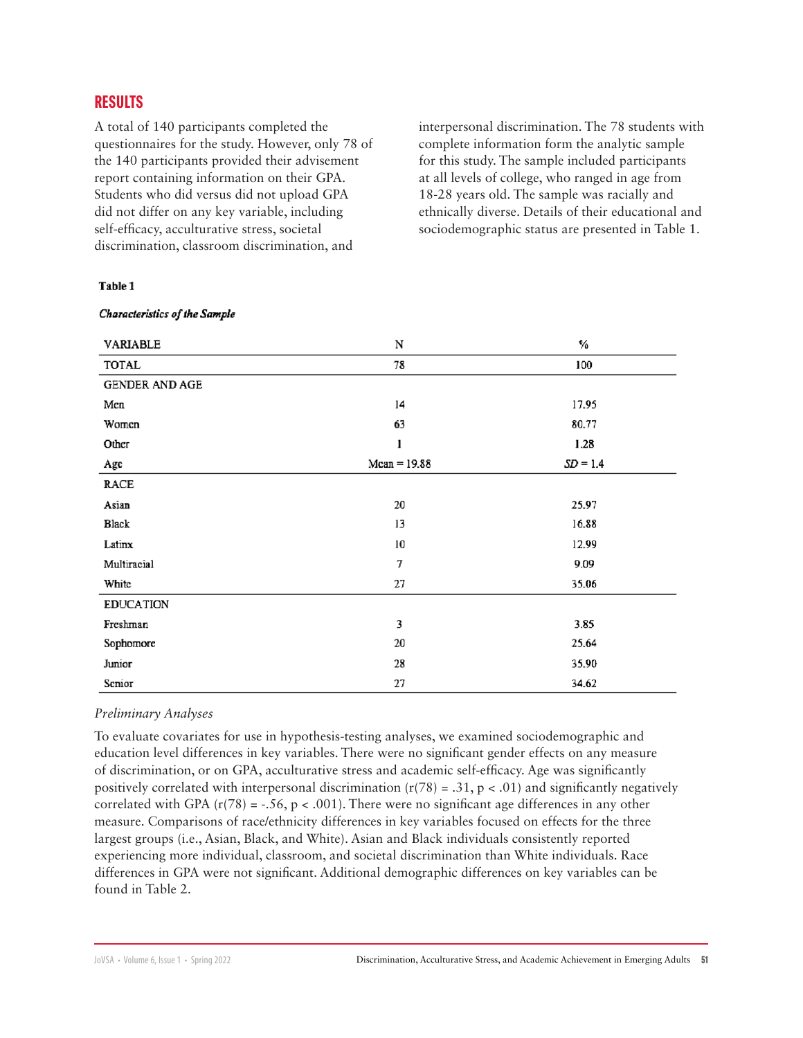## RESULTS

A total of 140 participants completed the questionnaires for the study. However, only 78 of the 140 participants provided their advisement report containing information on their GPA. Students who did versus did not upload GPA did not differ on any key variable, including self-efficacy, acculturative stress, societal discrimination, classroom discrimination, and interpersonal discrimination. The 78 students with complete information form the analytic sample for this study. The sample included participants at all levels of college, who ranged in age from 18-28 years old. The sample was racially and ethnically diverse. Details of their educational and sociodemographic status are presented in Table 1.

**Table 1**

***Characteristics of the Sample***

| VARIABLE | N | % |
|---|---|---|
| TOTAL | 78 | 100 |
| GENDER AND AGE | | |
| Men | 14 | 17.95 |
| Women | 63 | 80.77 |
| Other | 1 | 1.28 |
| Age | Mean = 19.88 | *SD* = 1.4 |
| RACE | | |
| Asian | 20 | 25.97 |
| Black | 13 | 16.88 |
| Latinx | 10 | 12.99 |
| Multiracial | 7 | 9.09 |
| White | 27 | 35.06 |
| EDUCATION | | |
| Freshman | 3 | 3.85 |
| Sophomore | 20 | 25.64 |
| Junior | 28 | 35.90 |
| Senior | 27 | 34.62 |

### *Preliminary Analyses*

To evaluate covariates for use in hypothesis-testing analyses, we examined sociodemographic and education level differences in key variables. There were no significant gender effects on any measure of discrimination, or on GPA, acculturative stress and academic self-efficacy. Age was significantly positively correlated with interpersonal discrimination ($r(78) = .31$, $p < .01$) and significantly negatively correlated with GPA ($r(78) = -.56$, $p < .001$). There were no significant age differences in any other measure. Comparisons of race/ethnicity differences in key variables focused on effects for the three largest groups (i.e., Asian, Black, and White). Asian and Black individuals consistently reported experiencing more individual, classroom, and societal discrimination than White individuals. Race differences in GPA were not significant. Additional demographic differences on key variables can be found in Table 2.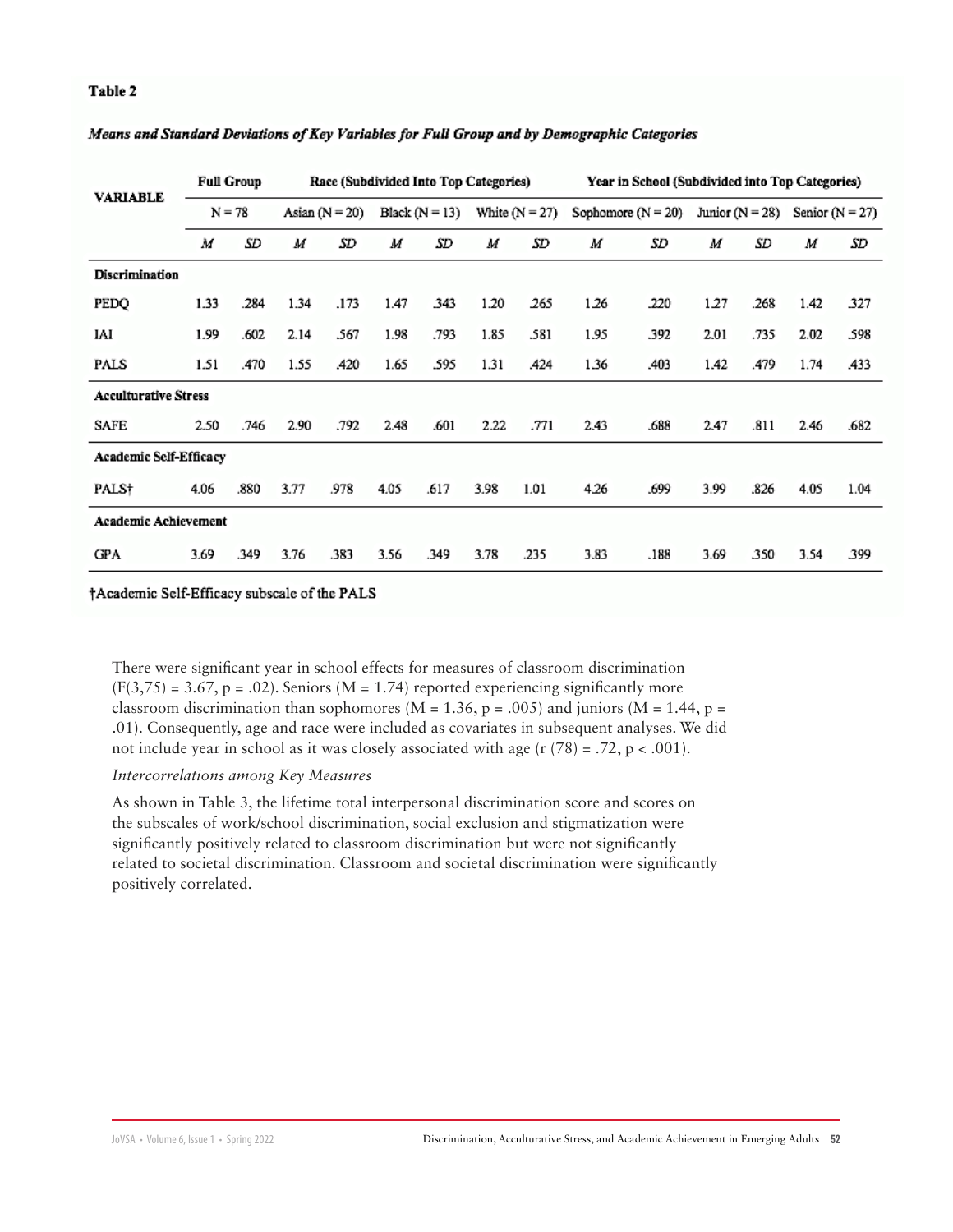**Table 2**

***Means and Standard Deviations of Key Variables for Full Group and by Demographic Categories***

| VARIABLE | Full Group | | Race (Subdivided Into Top Categories) | | | | | | Year in School (Subdivided into Top Categories) | | | | | |
|---|---|---|---|---|---|---|---|---|---|---|---|---|---|---|
| | N = 78 | | Asian (N = 20) | | Black (N = 13) | | White (N = 27) | | Sophomore (N = 20) | | Junior (N = 28) | | Senior (N = 27) | |
| | *M* | *SD* | *M* | *SD* | *M* | *SD* | *M* | *SD* | *M* | *SD* | *M* | *SD* | *M* | *SD* |
| **Discrimination** | | | | | | | | | | | | | | |
| PEDQ | 1.33 | .284 | 1.34 | .173 | 1.47 | .343 | 1.20 | .265 | 1.26 | .220 | 1.27 | .268 | 1.42 | .327 |
| IAI | 1.99 | .602 | 2.14 | .567 | 1.98 | .793 | 1.85 | .581 | 1.95 | .392 | 2.01 | .735 | 2.02 | .598 |
| PALS | 1.51 | .470 | 1.55 | .420 | 1.65 | .595 | 1.31 | .424 | 1.36 | .403 | 1.42 | .479 | 1.74 | .433 |
| **Acculturative Stress** | | | | | | | | | | | | | | |
| SAFE | 2.50 | .746 | 2.90 | .792 | 2.48 | .601 | 2.22 | .771 | 2.43 | .688 | 2.47 | .811 | 2.46 | .682 |
| **Academic Self-Efficacy** | | | | | | | | | | | | | | |
| PALS† | 4.06 | .880 | 3.77 | .978 | 4.05 | .617 | 3.98 | 1.01 | 4.26 | .699 | 3.99 | .826 | 4.05 | 1.04 |
| **Academic Achievement** | | | | | | | | | | | | | | |
| GPA | 3.69 | .349 | 3.76 | .383 | 3.56 | .349 | 3.78 | .235 | 3.83 | .188 | 3.69 | .350 | 3.54 | .399 |

†Academic Self-Efficacy subscale of the PALS

There were significant year in school effects for measures of classroom discrimination ($F(3,75) = 3.67$, $p = .02$). Seniors ($M = 1.74$) reported experiencing significantly more classroom discrimination than sophomores ($M = 1.36$, $p = .005$) and juniors ($M = 1.44$, $p = .01$). Consequently, age and race were included as covariates in subsequent analyses. We did not include year in school as it was closely associated with age ($r(78) = .72$, $p < .001$).

*Intercorrelations among Key Measures*

As shown in Table 3, the lifetime total interpersonal discrimination score and scores on the subscales of work/school discrimination, social exclusion and stigmatization were significantly positively related to classroom discrimination but were not significantly related to societal discrimination. Classroom and societal discrimination were significantly positively correlated.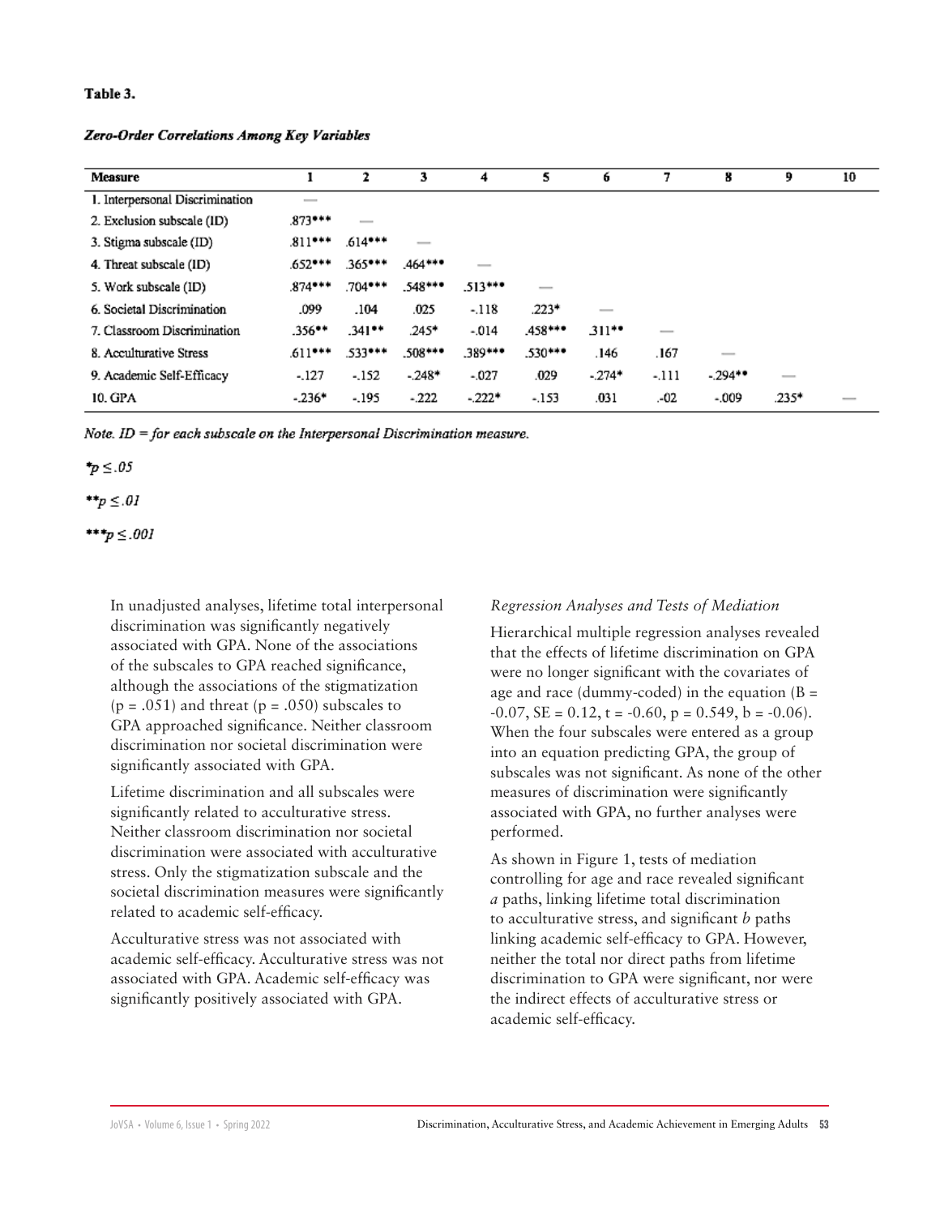**Table 3.**

***Zero-Order Correlations Among Key Variables***

| Measure | 1 | 2 | 3 | 4 | 5 | 6 | 7 | 8 | 9 | 10 |
|---|---|---|---|---|---|---|---|---|---|---|
| 1. Interpersonal Discrimination | — | | | | | | | | | |
| 2. Exclusion subscale (ID) | .873*** | — | | | | | | | | |
| 3. Stigma subscale (ID) | .811*** | .614*** | — | | | | | | | |
| 4. Threat subscale (ID) | .652*** | .365*** | .464*** | — | | | | | | |
| 5. Work subscale (ID) | .874*** | .704*** | .548*** | .513*** | — | | | | | |
| 6. Societal Discrimination | .099 | .104 | .025 | -.118 | .223* | — | | | | |
| 7. Classroom Discrimination | .356** | .341** | .245* | -.014 | .458*** | .311** | — | | | |
| 8. Acculturative Stress | .611*** | .533*** | .508*** | .389*** | .530*** | .146 | .167 | — | | |
| 9. Academic Self-Efficacy | -.127 | -.152 | -.248* | -.027 | .029 | -.274* | -.111 | -.294** | — | |
| 10. GPA | -.236* | -.195 | -.222 | -.222* | -.153 | .031 | -.02 | -.009 | .235* | — |

*Note. ID = for each subscale on the Interpersonal Discrimination measure.*

*$p \leq .05$

**$p \leq .01$

***$p \leq .001$

In unadjusted analyses, lifetime total interpersonal discrimination was significantly negatively associated with GPA. None of the associations of the subscales to GPA reached significance, although the associations of the stigmatization (p = .051) and threat (p = .050) subscales to GPA approached significance. Neither classroom discrimination nor societal discrimination were significantly associated with GPA.

Lifetime discrimination and all subscales were significantly related to acculturative stress. Neither classroom discrimination nor societal discrimination were associated with acculturative stress. Only the stigmatization subscale and the societal discrimination measures were significantly related to academic self-efficacy.

Acculturative stress was not associated with academic self-efficacy. Acculturative stress was not associated with GPA. Academic self-efficacy was significantly positively associated with GPA.

### *Regression Analyses and Tests of Mediation*

Hierarchical multiple regression analyses revealed that the effects of lifetime discrimination on GPA were no longer significant with the covariates of age and race (dummy-coded) in the equation (B = -0.07, SE = 0.12, t = -0.60, p = 0.549, b = -0.06). When the four subscales were entered as a group into an equation predicting GPA, the group of subscales was not significant. As none of the other measures of discrimination were significantly associated with GPA, no further analyses were performed.

As shown in Figure 1, tests of mediation controlling for age and race revealed significant *a* paths, linking lifetime total discrimination to acculturative stress, and significant *b* paths linking academic self-efficacy to GPA. However, neither the total nor direct paths from lifetime discrimination to GPA were significant, nor were the indirect effects of acculturative stress or academic self-efficacy.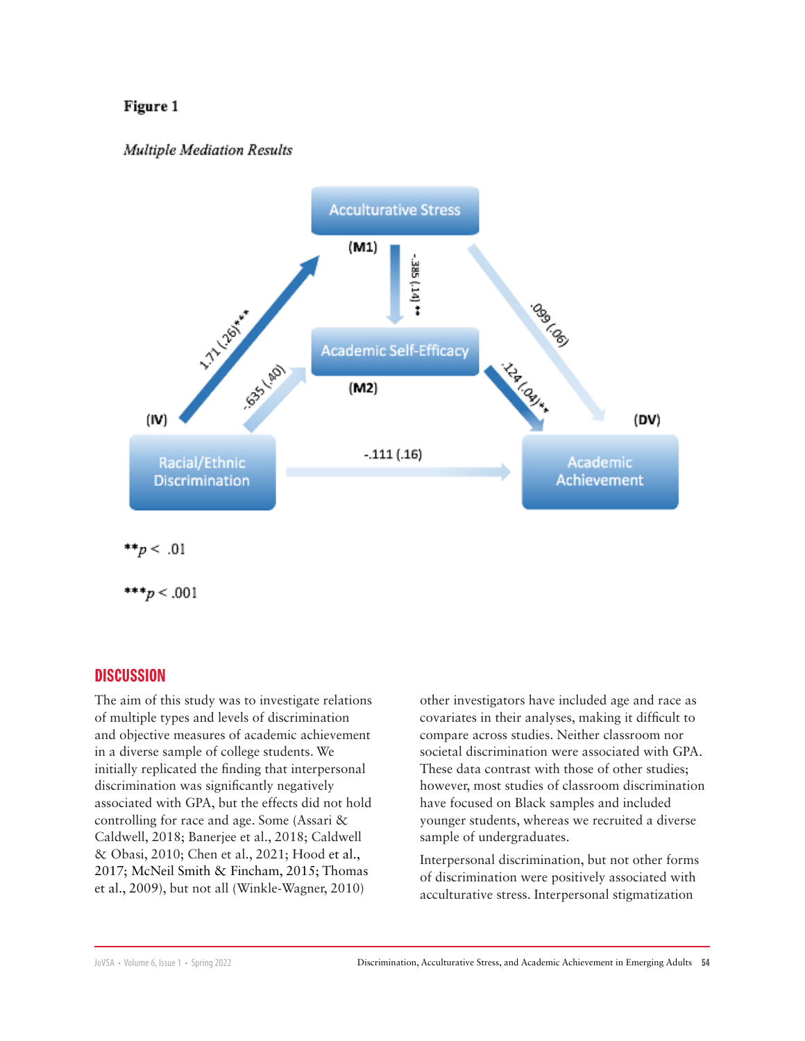**Figure 1**

*Multiple Mediation Results*

Acculturative Stress (M1)

Academic Self-Efficacy (M2)

(IV) Racial/Ethnic Discrimination

(DV) Academic Achievement

1.71 (.26)***

-.385 (.14)**

.099 (.06)

-.635 (.40)

.124 (.04)**

-.111 (.16)

**$p < .01$

***$p < .001$

## DISCUSSION

The aim of this study was to investigate relations of multiple types and levels of discrimination and objective measures of academic achievement in a diverse sample of college students. We initially replicated the finding that interpersonal discrimination was significantly negatively associated with GPA, but the effects did not hold controlling for race and age. Some (Assari & Caldwell, 2018; Banerjee et al., 2018; Caldwell & Obasi, 2010; Chen et al., 2021; Hood et al., 2017; McNeil Smith & Fincham, 2015; Thomas et al., 2009), but not all (Winkle-Wagner, 2010) other investigators have included age and race as covariates in their analyses, making it difficult to compare across studies. Neither classroom nor societal discrimination were associated with GPA. These data contrast with those of other studies; however, most studies of classroom discrimination have focused on Black samples and included younger students, whereas we recruited a diverse sample of undergraduates.

Interpersonal discrimination, but not other forms of discrimination were positively associated with acculturative stress. Interpersonal stigmatization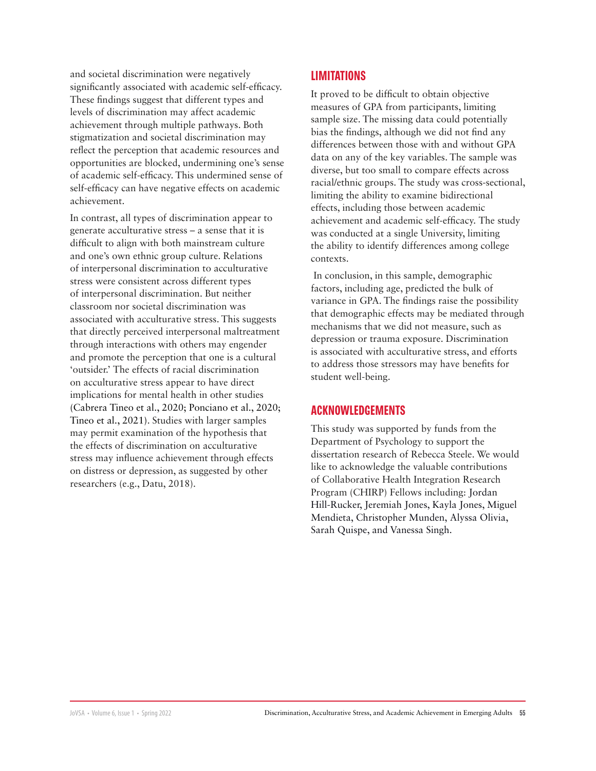and societal discrimination were negatively significantly associated with academic self-efficacy. These findings suggest that different types and levels of discrimination may affect academic achievement through multiple pathways. Both stigmatization and societal discrimination may reflect the perception that academic resources and opportunities are blocked, undermining one's sense of academic self-efficacy. This undermined sense of self-efficacy can have negative effects on academic achievement.

In contrast, all types of discrimination appear to generate acculturative stress – a sense that it is difficult to align with both mainstream culture and one's own ethnic group culture. Relations of interpersonal discrimination to acculturative stress were consistent across different types of interpersonal discrimination. But neither classroom nor societal discrimination was associated with acculturative stress. This suggests that directly perceived interpersonal maltreatment through interactions with others may engender and promote the perception that one is a cultural 'outsider.' The effects of racial discrimination on acculturative stress appear to have direct implications for mental health in other studies (Cabrera Tineo et al., 2020; Ponciano et al., 2020; Tineo et al., 2021). Studies with larger samples may permit examination of the hypothesis that the effects of discrimination on acculturative stress may influence achievement through effects on distress or depression, as suggested by other researchers (e.g., Datu, 2018).

## LIMITATIONS

It proved to be difficult to obtain objective measures of GPA from participants, limiting sample size. The missing data could potentially bias the findings, although we did not find any differences between those with and without GPA data on any of the key variables. The sample was diverse, but too small to compare effects across racial/ethnic groups. The study was cross-sectional, limiting the ability to examine bidirectional effects, including those between academic achievement and academic self-efficacy. The study was conducted at a single University, limiting the ability to identify differences among college contexts.

In conclusion, in this sample, demographic factors, including age, predicted the bulk of variance in GPA. The findings raise the possibility that demographic effects may be mediated through mechanisms that we did not measure, such as depression or trauma exposure. Discrimination is associated with acculturative stress, and efforts to address those stressors may have benefits for student well-being.

## ACKNOWLEDGEMENTS

This study was supported by funds from the Department of Psychology to support the dissertation research of Rebecca Steele. We would like to acknowledge the valuable contributions of Collaborative Health Integration Research Program (CHIRP) Fellows including: Jordan Hill-Rucker, Jeremiah Jones, Kayla Jones, Miguel Mendieta, Christopher Munden, Alyssa Olivia, Sarah Quispe, and Vanessa Singh.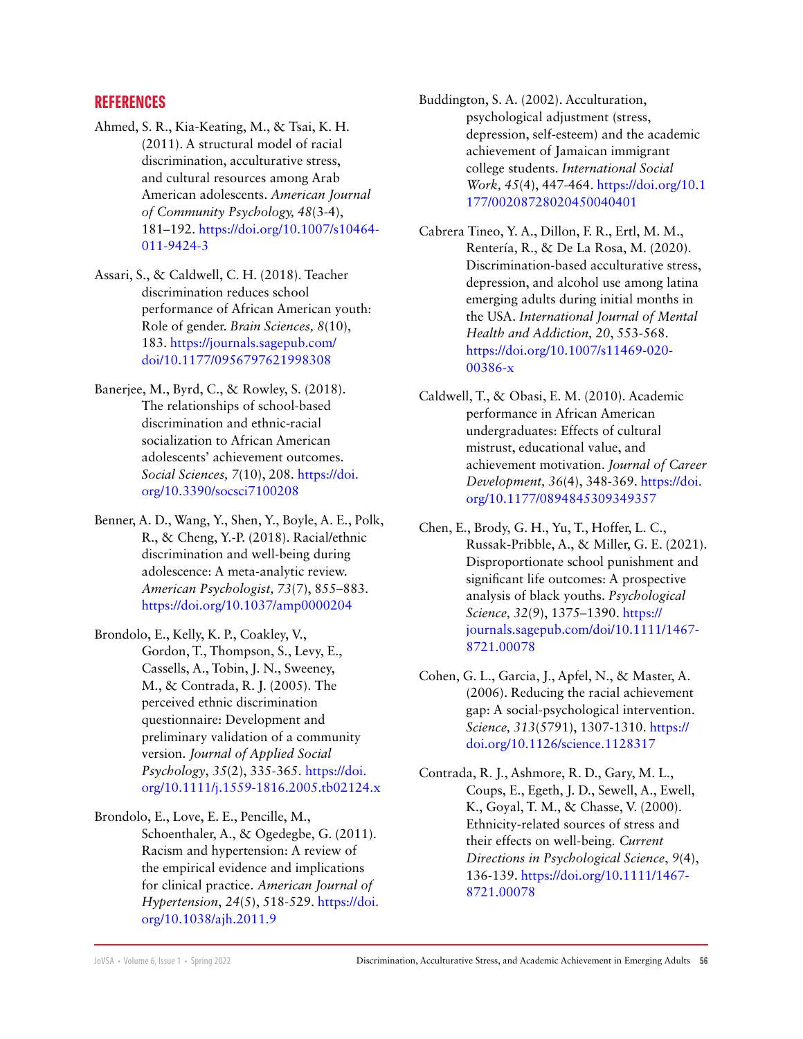## REFERENCES

Ahmed, S. R., Kia-Keating, M., & Tsai, K. H. (2011). A structural model of racial discrimination, acculturative stress, and cultural resources among Arab American adolescents. *American Journal of Community Psychology, 48*(3-4), 181–192. https://doi.org/10.1007/s10464-011-9424-3

Assari, S., & Caldwell, C. H. (2018). Teacher discrimination reduces school performance of African American youth: Role of gender. *Brain Sciences, 8*(10), 183. https://journals.sagepub.com/doi/10.1177/0956797621998308

Banerjee, M., Byrd, C., & Rowley, S. (2018). The relationships of school-based discrimination and ethnic-racial socialization to African American adolescents' achievement outcomes. *Social Sciences, 7*(10), 208. https://doi.org/10.3390/socsci7100208

Benner, A. D., Wang, Y., Shen, Y., Boyle, A. E., Polk, R., & Cheng, Y.-P. (2018). Racial/ethnic discrimination and well-being during adolescence: A meta-analytic review. *American Psychologist, 73*(7), 855–883. https://doi.org/10.1037/amp0000204

Brondolo, E., Kelly, K. P., Coakley, V., Gordon, T., Thompson, S., Levy, E., Cassells, A., Tobin, J. N., Sweeney, M., & Contrada, R. J. (2005). The perceived ethnic discrimination questionnaire: Development and preliminary validation of a community version. *Journal of Applied Social Psychology*, *35*(2), 335-365. https://doi.org/10.1111/j.1559-1816.2005.tb02124.x

Brondolo, E., Love, E. E., Pencille, M., Schoenthaler, A., & Ogedegbe, G. (2011). Racism and hypertension: A review of the empirical evidence and implications for clinical practice. *American Journal of Hypertension*, *24*(5), 518-529. https://doi.org/10.1038/ajh.2011.9

Buddington, S. A. (2002). Acculturation, psychological adjustment (stress, depression, self-esteem) and the academic achievement of Jamaican immigrant college students. *International Social Work, 45*(4), 447-464. https://doi.org/10.1177/00208728020450040401

Cabrera Tineo, Y. A., Dillon, F. R., Ertl, M. M., Rentería, R., & De La Rosa, M. (2020). Discrimination-based acculturative stress, depression, and alcohol use among latina emerging adults during initial months in the USA. *International Journal of Mental Health and Addiction, 20*, 553-568. https://doi.org/10.1007/s11469-020-00386-x

Caldwell, T., & Obasi, E. M. (2010). Academic performance in African American undergraduates: Effects of cultural mistrust, educational value, and achievement motivation. *Journal of Career Development, 36*(4), 348-369. https://doi.org/10.1177/0894845309349357

Chen, E., Brody, G. H., Yu, T., Hoffer, L. C., Russak-Pribble, A., & Miller, G. E. (2021). Disproportionate school punishment and significant life outcomes: A prospective analysis of black youths. *Psychological Science, 32*(9), 1375–1390. https://journals.sagepub.com/doi/10.1111/1467-8721.00078

Cohen, G. L., Garcia, J., Apfel, N., & Master, A. (2006). Reducing the racial achievement gap: A social-psychological intervention. *Science, 313*(5791), 1307-1310. https://doi.org/10.1126/science.1128317

Contrada, R. J., Ashmore, R. D., Gary, M. L., Coups, E., Egeth, J. D., Sewell, A., Ewell, K., Goyal, T. M., & Chasse, V. (2000). Ethnicity-related sources of stress and their effects on well-being. *Current Directions in Psychological Science*, *9*(4), 136-139. https://doi.org/10.1111/1467-8721.00078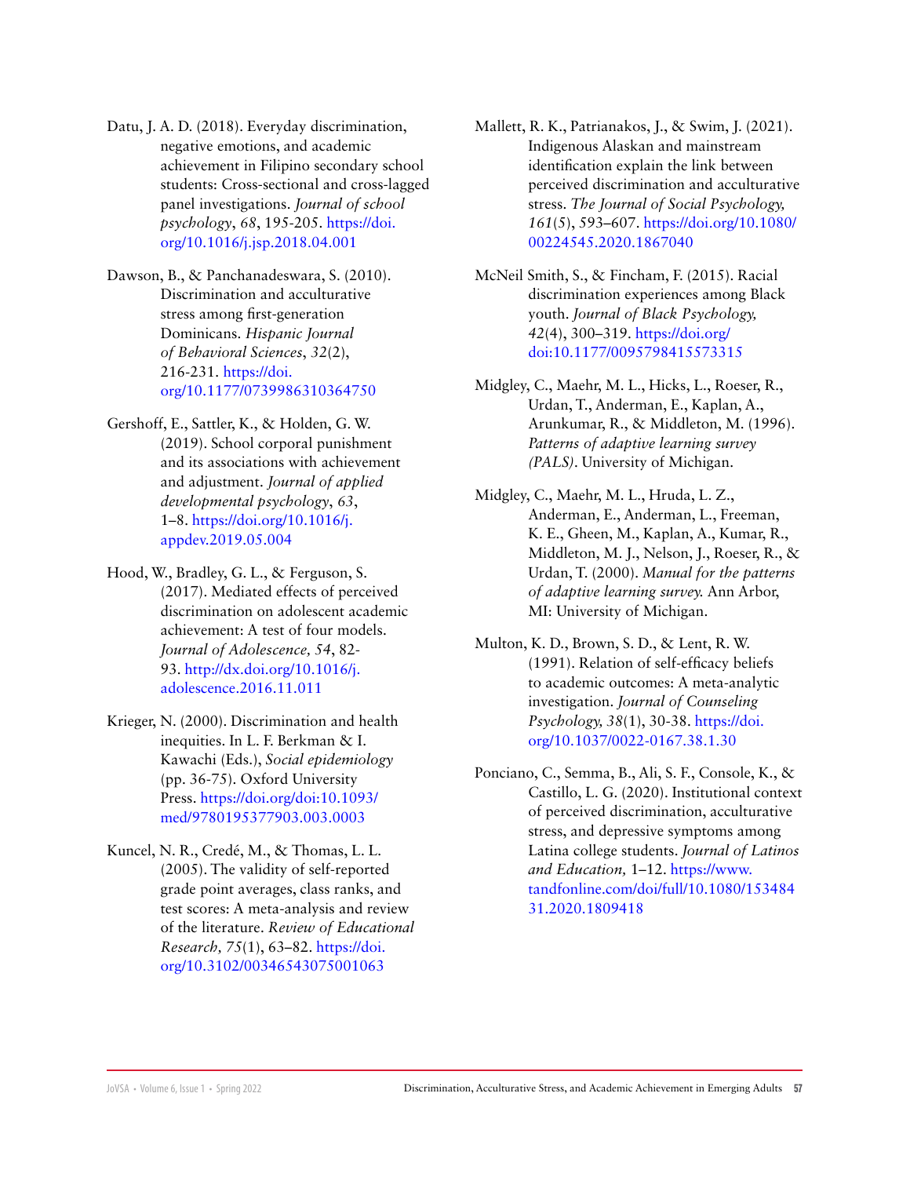Datu, J. A. D. (2018). Everyday discrimination, negative emotions, and academic achievement in Filipino secondary school students: Cross-sectional and cross-lagged panel investigations. *Journal of school psychology*, *68*, 195-205. https://doi.org/10.1016/j.jsp.2018.04.001

Dawson, B., & Panchanadeswara, S. (2010). Discrimination and acculturative stress among first-generation Dominicans. *Hispanic Journal of Behavioral Sciences*, *32*(2), 216-231. https://doi.org/10.1177/0739986310364750

Gershoff, E., Sattler, K., & Holden, G. W. (2019). School corporal punishment and its associations with achievement and adjustment. *Journal of applied developmental psychology*, *63*, 1–8. https://doi.org/10.1016/j.appdev.2019.05.004

Hood, W., Bradley, G. L., & Ferguson, S. (2017). Mediated effects of perceived discrimination on adolescent academic achievement: A test of four models. *Journal of Adolescence, 54*, 82-93. http://dx.doi.org/10.1016/j.adolescence.2016.11.011

Krieger, N. (2000). Discrimination and health inequities. In L. F. Berkman & I. Kawachi (Eds.), *Social epidemiology* (pp. 36-75). Oxford University Press. https://doi.org/doi:10.1093/med/9780195377903.003.0003

Kuncel, N. R., Credé, M., & Thomas, L. L. (2005). The validity of self-reported grade point averages, class ranks, and test scores: A meta-analysis and review of the literature. *Review of Educational Research, 75*(1), 63–82. https://doi.org/10.3102/00346543075001063

Mallett, R. K., Patrianakos, J., & Swim, J. (2021). Indigenous Alaskan and mainstream identification explain the link between perceived discrimination and acculturative stress. *The Journal of Social Psychology, 161*(5), 593–607. https://doi.org/10.1080/00224545.2020.1867040

McNeil Smith, S., & Fincham, F. (2015). Racial discrimination experiences among Black youth. *Journal of Black Psychology, 42*(4), 300–319. https://doi.org/doi:10.1177/0095798415573315

Midgley, C., Maehr, M. L., Hicks, L., Roeser, R., Urdan, T., Anderman, E., Kaplan, A., Arunkumar, R., & Middleton, M. (1996). *Patterns of adaptive learning survey (PALS)*. University of Michigan.

Midgley, C., Maehr, M. L., Hruda, L. Z., Anderman, E., Anderman, L., Freeman, K. E., Gheen, M., Kaplan, A., Kumar, R., Middleton, M. J., Nelson, J., Roeser, R., & Urdan, T. (2000). *Manual for the patterns of adaptive learning survey.* Ann Arbor, MI: University of Michigan.

Multon, K. D., Brown, S. D., & Lent, R. W. (1991). Relation of self-efficacy beliefs to academic outcomes: A meta-analytic investigation. *Journal of Counseling Psychology, 38*(1), 30-38. https://doi.org/10.1037/0022-0167.38.1.30

Ponciano, C., Semma, B., Ali, S. F., Console, K., & Castillo, L. G. (2020). Institutional context of perceived discrimination, acculturative stress, and depressive symptoms among Latina college students. *Journal of Latinos and Education,* 1–12. https://www.tandfonline.com/doi/full/10.1080/15348431.2020.1809418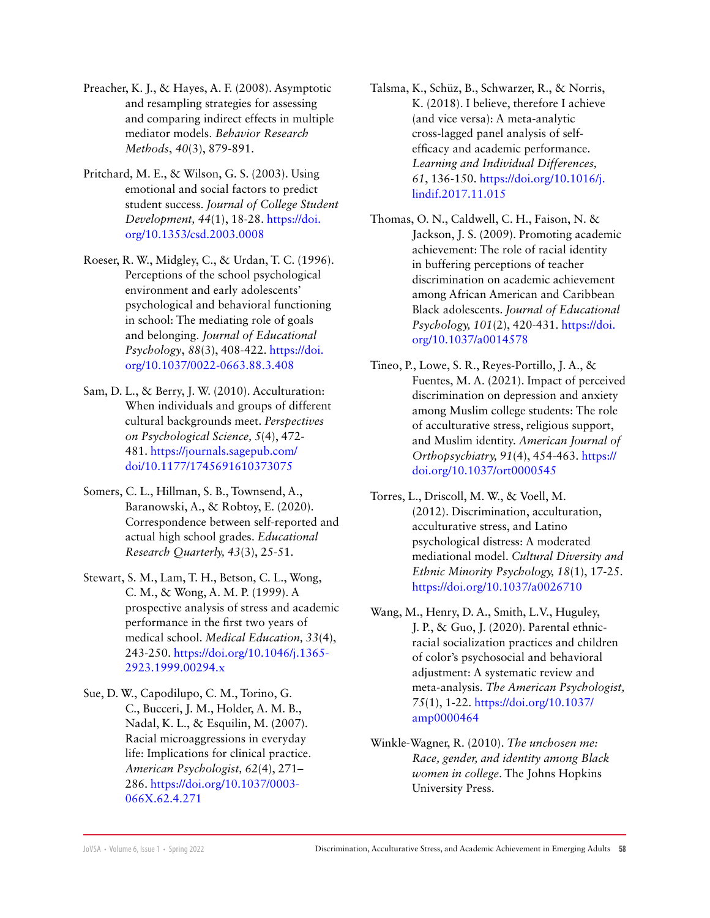Preacher, K. J., & Hayes, A. F. (2008). Asymptotic and resampling strategies for assessing and comparing indirect effects in multiple mediator models. *Behavior Research Methods*, *40*(3), 879-891.

Pritchard, M. E., & Wilson, G. S. (2003). Using emotional and social factors to predict student success. *Journal of College Student Development, 44*(1), 18-28. https://doi.org/10.1353/csd.2003.0008

Roeser, R. W., Midgley, C., & Urdan, T. C. (1996). Perceptions of the school psychological environment and early adolescents' psychological and behavioral functioning in school: The mediating role of goals and belonging. *Journal of Educational Psychology*, *88*(3), 408-422. https://doi.org/10.1037/0022-0663.88.3.408

Sam, D. L., & Berry, J. W. (2010). Acculturation: When individuals and groups of different cultural backgrounds meet. *Perspectives on Psychological Science, 5*(4), 472-481. https://journals.sagepub.com/doi/10.1177/1745691610373075

Somers, C. L., Hillman, S. B., Townsend, A., Baranowski, A., & Robtoy, E. (2020). Correspondence between self-reported and actual high school grades. *Educational Research Quarterly, 43*(3), 25-51.

Stewart, S. M., Lam, T. H., Betson, C. L., Wong, C. M., & Wong, A. M. P. (1999). A prospective analysis of stress and academic performance in the first two years of medical school. *Medical Education, 33*(4), 243-250. https://doi.org/10.1046/j.1365-2923.1999.00294.x

Sue, D. W., Capodilupo, C. M., Torino, G. C., Bucceri, J. M., Holder, A. M. B., Nadal, K. L., & Esquilin, M. (2007). Racial microaggressions in everyday life: Implications for clinical practice. *American Psychologist, 62*(4), 271–286. https://doi.org/10.1037/0003-066X.62.4.271

Talsma, K., Schüz, B., Schwarzer, R., & Norris, K. (2018). I believe, therefore I achieve (and vice versa): A meta-analytic cross-lagged panel analysis of self-efficacy and academic performance. *Learning and Individual Differences, 61*, 136-150. https://doi.org/10.1016/j.lindif.2017.11.015

Thomas, O. N., Caldwell, C. H., Faison, N. & Jackson, J. S. (2009). Promoting academic achievement: The role of racial identity in buffering perceptions of teacher discrimination on academic achievement among African American and Caribbean Black adolescents. *Journal of Educational Psychology, 101*(2), 420-431. https://doi.org/10.1037/a0014578

Tineo, P., Lowe, S. R., Reyes-Portillo, J. A., & Fuentes, M. A. (2021). Impact of perceived discrimination on depression and anxiety among Muslim college students: The role of acculturative stress, religious support, and Muslim identity. *American Journal of Orthopsychiatry, 91*(4), 454-463. https://doi.org/10.1037/ort0000545

Torres, L., Driscoll, M. W., & Voell, M. (2012). Discrimination, acculturation, acculturative stress, and Latino psychological distress: A moderated mediational model. *Cultural Diversity and Ethnic Minority Psychology, 18*(1), 17-25. https://doi.org/10.1037/a0026710

Wang, M., Henry, D. A., Smith, L.V., Huguley, J. P., & Guo, J. (2020). Parental ethnic-racial socialization practices and children of color's psychosocial and behavioral adjustment: A systematic review and meta-analysis. *The American Psychologist, 75*(1), 1-22. https://doi.org/10.1037/amp0000464

Winkle-Wagner, R. (2010). *The unchosen me: Race, gender, and identity among Black women in college*. The Johns Hopkins University Press.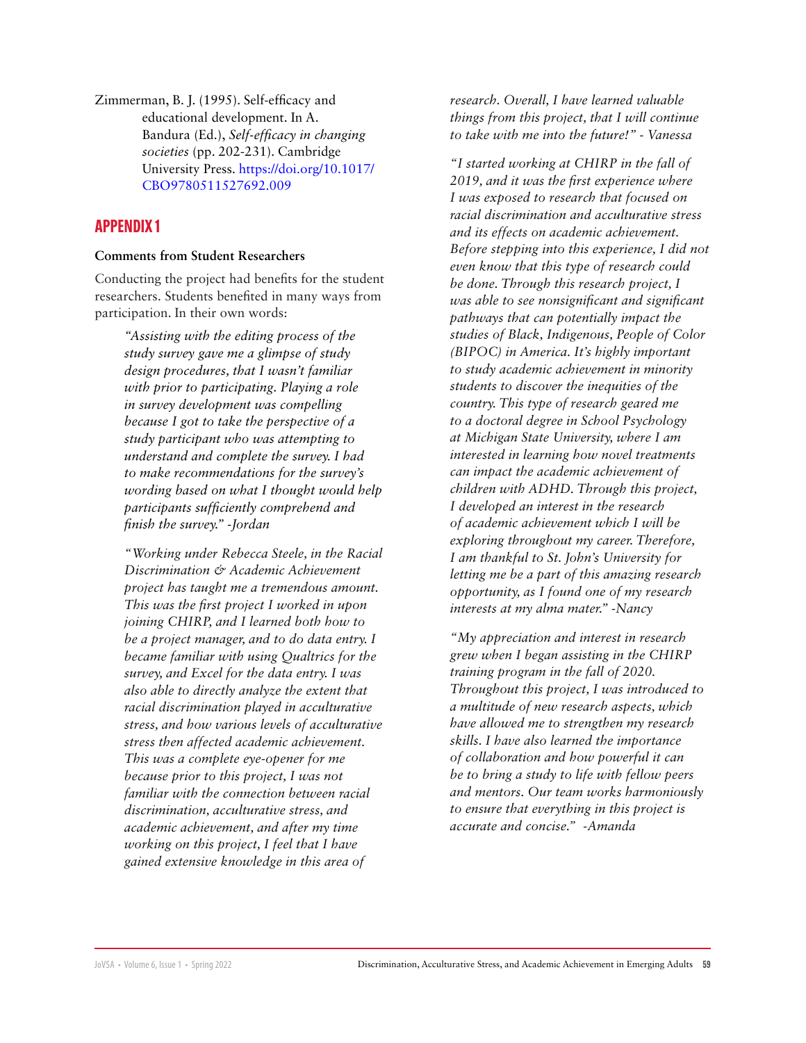Zimmerman, B. J. (1995). Self-efficacy and educational development. In A. Bandura (Ed.), *Self-efficacy in changing societies* (pp. 202-231). Cambridge University Press. https://doi.org/10.1017/CBO9780511527692.009

## APPENDIX 1

**Comments from Student Researchers**

Conducting the project had benefits for the student researchers. Students benefited in many ways from participation. In their own words:

> *"Assisting with the editing process of the study survey gave me a glimpse of study design procedures, that I wasn't familiar with prior to participating. Playing a role in survey development was compelling because I got to take the perspective of a study participant who was attempting to understand and complete the survey. I had to make recommendations for the survey's wording based on what I thought would help participants sufficiently comprehend and finish the survey." -Jordan*

> *"Working under Rebecca Steele, in the Racial Discrimination & Academic Achievement project has taught me a tremendous amount. This was the first project I worked in upon joining CHIRP, and I learned both how to be a project manager, and to do data entry. I became familiar with using Qualtrics for the survey, and Excel for the data entry. I was also able to directly analyze the extent that racial discrimination played in acculturative stress, and how various levels of acculturative stress then affected academic achievement. This was a complete eye-opener for me because prior to this project, I was not familiar with the connection between racial discrimination, acculturative stress, and academic achievement, and after my time working on this project, I feel that I have gained extensive knowledge in this area of research. Overall, I have learned valuable things from this project, that I will continue to take with me into the future!" - Vanessa*

> *"I started working at CHIRP in the fall of 2019, and it was the first experience where I was exposed to research that focused on racial discrimination and acculturative stress and its effects on academic achievement. Before stepping into this experience, I did not even know that this type of research could be done. Through this research project, I was able to see nonsignificant and significant pathways that can potentially impact the studies of Black, Indigenous, People of Color (BIPOC) in America. It's highly important to study academic achievement in minority students to discover the inequities of the country. This type of research geared me to a doctoral degree in School Psychology at Michigan State University, where I am interested in learning how novel treatments can impact the academic achievement of children with ADHD. Through this project, I developed an interest in the research of academic achievement which I will be exploring throughout my career. Therefore, I am thankful to St. John's University for letting me be a part of this amazing research opportunity, as I found one of my research interests at my alma mater." -Nancy*

> *"My appreciation and interest in research grew when I began assisting in the CHIRP training program in the fall of 2020. Throughout this project, I was introduced to a multitude of new research aspects, which have allowed me to strengthen my research skills. I have also learned the importance of collaboration and how powerful it can be to bring a study to life with fellow peers and mentors. Our team works harmoniously to ensure that everything in this project is accurate and concise." -Amanda*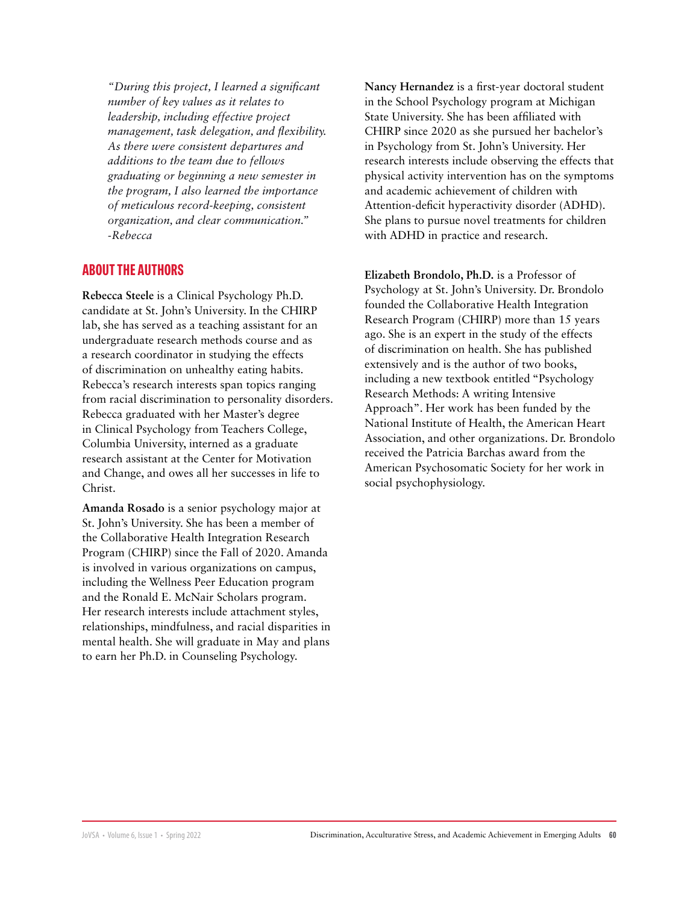*"During this project, I learned a significant number of key values as it relates to leadership, including effective project management, task delegation, and flexibility. As there were consistent departures and additions to the team due to fellows graduating or beginning a new semester in the program, I also learned the importance of meticulous record-keeping, consistent organization, and clear communication." -Rebecca*

## ABOUT THE AUTHORS

**Rebecca Steele** is a Clinical Psychology Ph.D. candidate at St. John's University. In the CHIRP lab, she has served as a teaching assistant for an undergraduate research methods course and as a research coordinator in studying the effects of discrimination on unhealthy eating habits. Rebecca's research interests span topics ranging from racial discrimination to personality disorders. Rebecca graduated with her Master's degree in Clinical Psychology from Teachers College, Columbia University, interned as a graduate research assistant at the Center for Motivation and Change, and owes all her successes in life to Christ.

**Amanda Rosado** is a senior psychology major at St. John's University. She has been a member of the Collaborative Health Integration Research Program (CHIRP) since the Fall of 2020. Amanda is involved in various organizations on campus, including the Wellness Peer Education program and the Ronald E. McNair Scholars program. Her research interests include attachment styles, relationships, mindfulness, and racial disparities in mental health. She will graduate in May and plans to earn her Ph.D. in Counseling Psychology.

**Nancy Hernandez** is a first-year doctoral student in the School Psychology program at Michigan State University. She has been affiliated with CHIRP since 2020 as she pursued her bachelor's in Psychology from St. John's University. Her research interests include observing the effects that physical activity intervention has on the symptoms and academic achievement of children with Attention-deficit hyperactivity disorder (ADHD). She plans to pursue novel treatments for children with ADHD in practice and research.

**Elizabeth Brondolo, Ph.D.** is a Professor of Psychology at St. John's University. Dr. Brondolo founded the Collaborative Health Integration Research Program (CHIRP) more than 15 years ago. She is an expert in the study of the effects of discrimination on health. She has published extensively and is the author of two books, including a new textbook entitled "Psychology Research Methods: A writing Intensive Approach". Her work has been funded by the National Institute of Health, the American Heart Association, and other organizations. Dr. Brondolo received the Patricia Barchas award from the American Psychosomatic Society for her work in social psychophysiology.